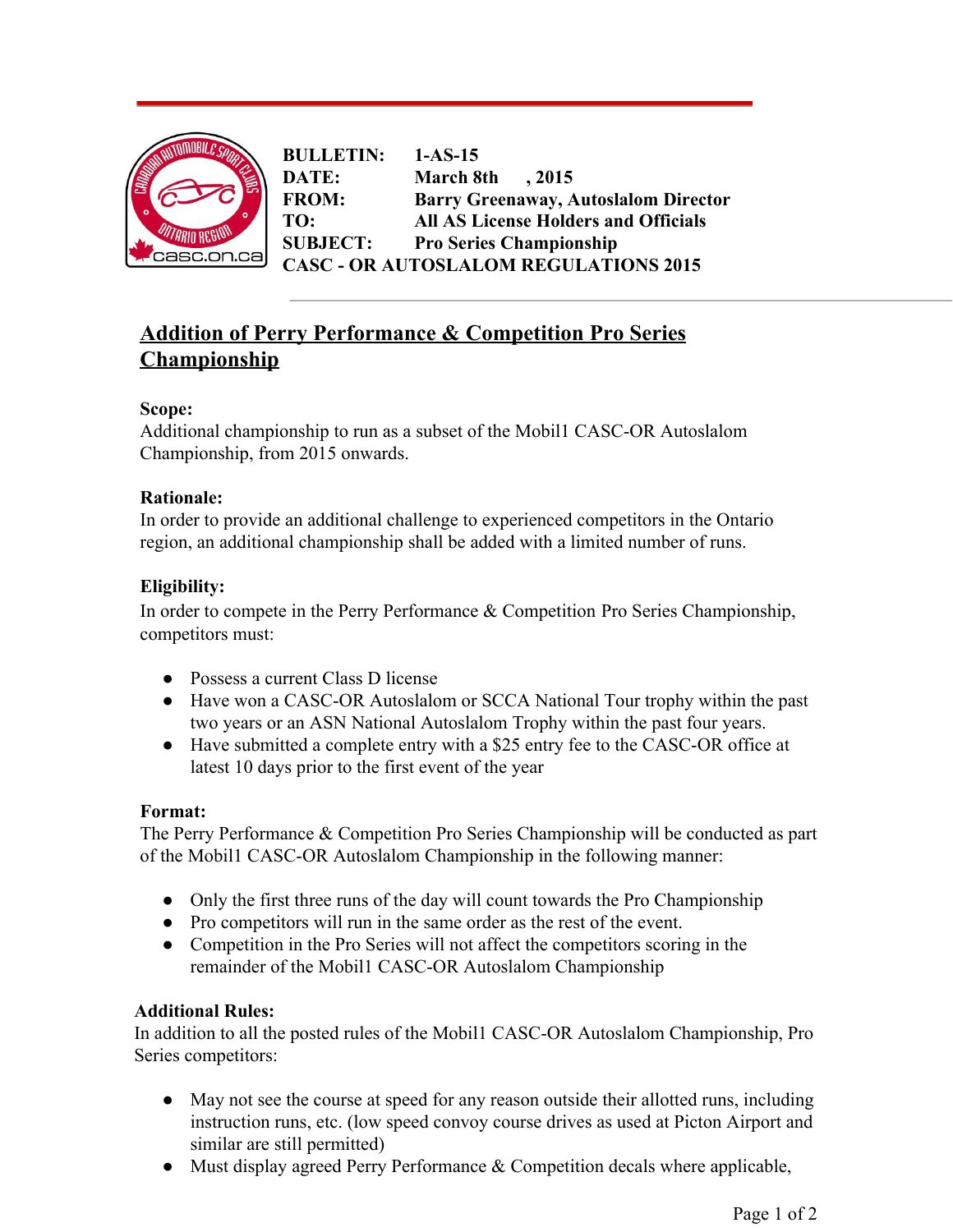**BULLETIN:** 1-AS-15
**DATE:** March 8th , 2015
**FROM:** Barry Greenaway, Autoslalom Director
**TO:** All AS License Holders and Officials
**SUBJECT:** Pro Series Championship
**CASC - OR AUTOSLALOM REGULATIONS 2015**

## Addition of Perry Performance & Competition Pro Series Championship

**Scope:**
Additional championship to run as a subset of the Mobil1 CASC-OR Autoslalom Championship, from 2015 onwards.

**Rationale:**
In order to provide an additional challenge to experienced competitors in the Ontario region, an additional championship shall be added with a limited number of runs.

**Eligibility:**
In order to compete in the Perry Performance & Competition Pro Series Championship, competitors must:

- Possess a current Class D license
- Have won a CASC-OR Autoslalom or SCCA National Tour trophy within the past two years or an ASN National Autoslalom Trophy within the past four years.
- Have submitted a complete entry with a $25 entry fee to the CASC-OR office at latest 10 days prior to the first event of the year

**Format:**
The Perry Performance & Competition Pro Series Championship will be conducted as part of the Mobil1 CASC-OR Autoslalom Championship in the following manner:

- Only the first three runs of the day will count towards the Pro Championship
- Pro competitors will run in the same order as the rest of the event.
- Competition in the Pro Series will not affect the competitors scoring in the remainder of the Mobil1 CASC-OR Autoslalom Championship

**Additional Rules:**
In addition to all the posted rules of the Mobil1 CASC-OR Autoslalom Championship, Pro Series competitors:

- May not see the course at speed for any reason outside their allotted runs, including instruction runs, etc. (low speed convoy course drives as used at Picton Airport and similar are still permitted)
- Must display agreed Perry Performance & Competition decals where applicable,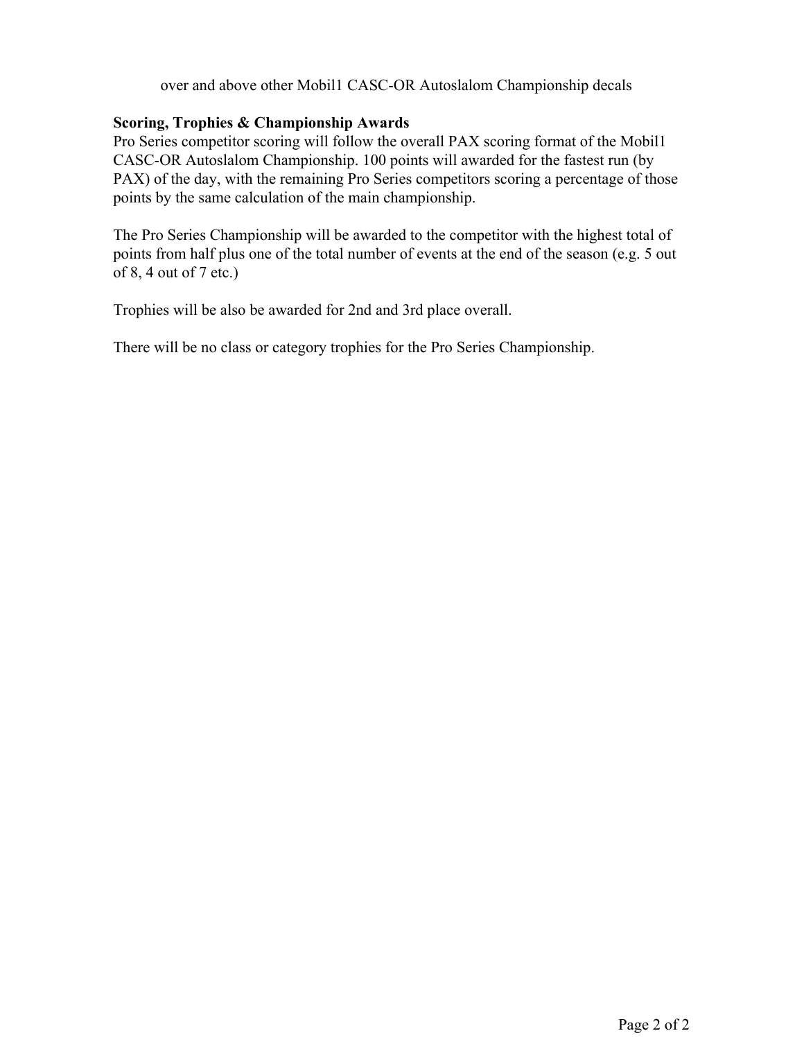over and above other Mobil1 CASC-OR Autoslalom Championship decals

**Scoring, Trophies & Championship Awards**

Pro Series competitor scoring will follow the overall PAX scoring format of the Mobil1 CASC-OR Autoslalom Championship. 100 points will awarded for the fastest run (by PAX) of the day, with the remaining Pro Series competitors scoring a percentage of those points by the same calculation of the main championship.

The Pro Series Championship will be awarded to the competitor with the highest total of points from half plus one of the total number of events at the end of the season (e.g. 5 out of 8, 4 out of 7 etc.)

Trophies will be also be awarded for 2nd and 3rd place overall.

There will be no class or category trophies for the Pro Series Championship.